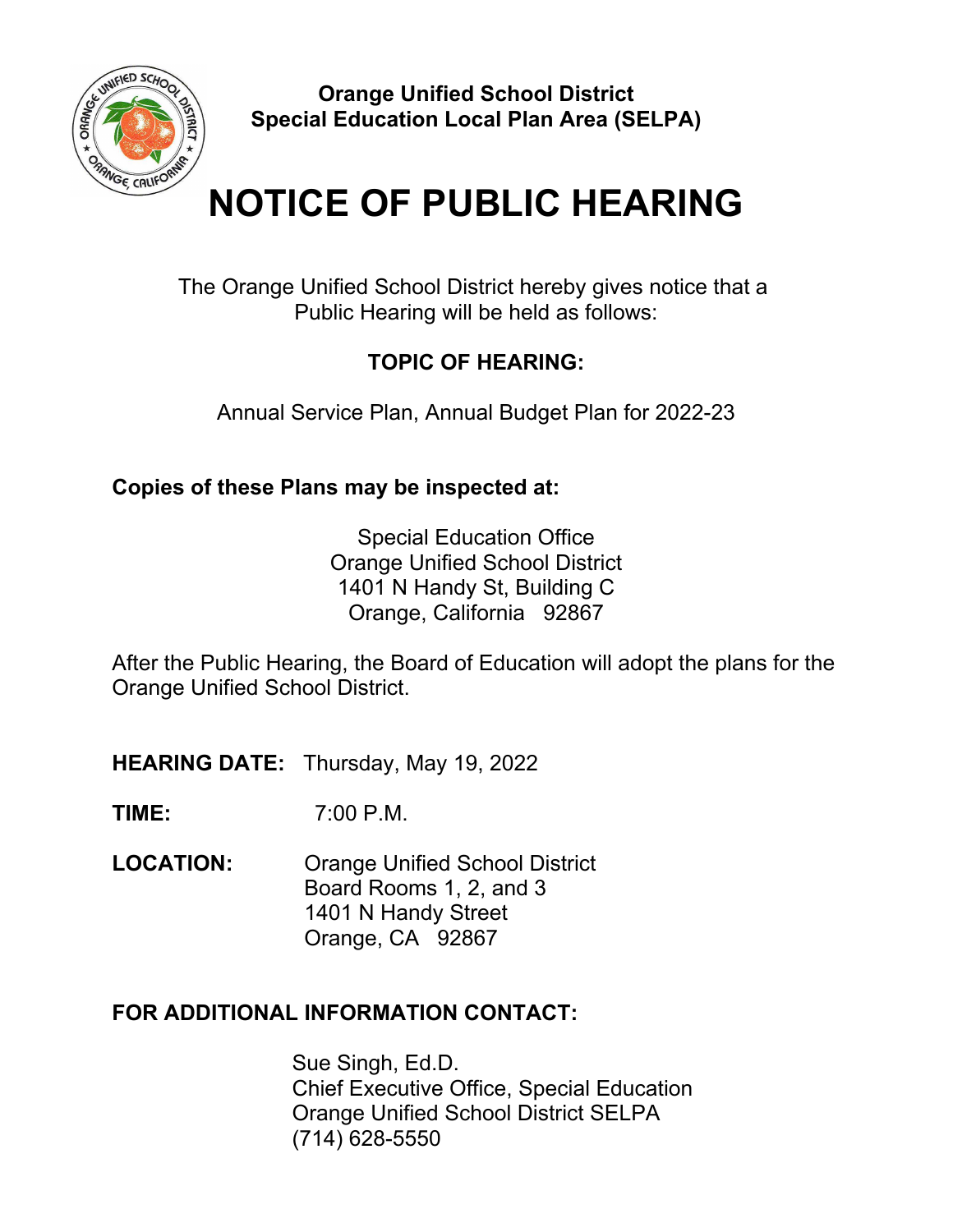**Orange Unified School District**
**Special Education Local Plan Area (SELPA)**

# NOTICE OF PUBLIC HEARING

The Orange Unified School District hereby gives notice that a Public Hearing will be held as follows:

**TOPIC OF HEARING:**

Annual Service Plan, Annual Budget Plan for 2022-23

**Copies of these Plans may be inspected at:**

Special Education Office
Orange Unified School District
1401 N Handy St, Building C
Orange, California 92867

After the Public Hearing, the Board of Education will adopt the plans for the Orange Unified School District.

**HEARING DATE:** Thursday, May 19, 2022

**TIME:** 7:00 P.M.

**LOCATION:** Orange Unified School District
Board Rooms 1, 2, and 3
1401 N Handy Street
Orange, CA 92867

**FOR ADDITIONAL INFORMATION CONTACT:**

Sue Singh, Ed.D.
Chief Executive Office, Special Education
Orange Unified School District SELPA
(714) 628-5550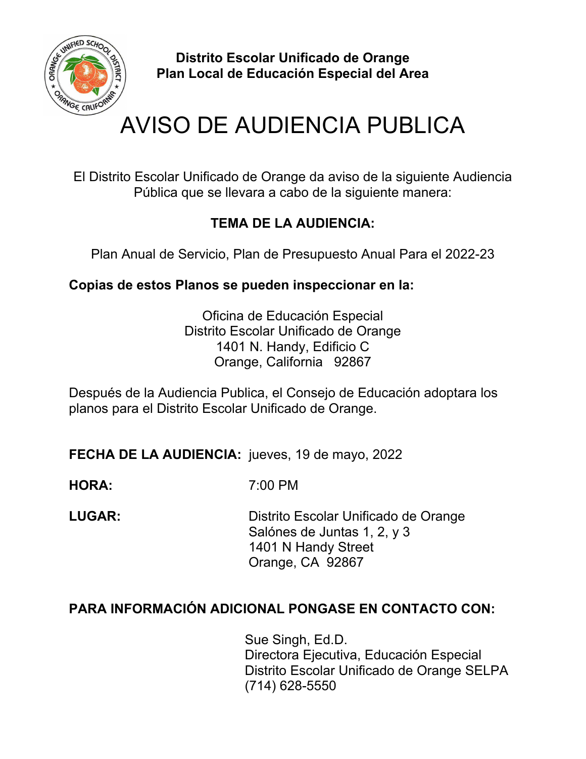**Distrito Escolar Unificado de Orange**
**Plan Local de Educación Especial del Area**

# AVISO DE AUDIENCIA PUBLICA

El Distrito Escolar Unificado de Orange da aviso de la siguiente Audiencia Pública que se llevara a cabo de la siguiente manera:

**TEMA DE LA AUDIENCIA:**

Plan Anual de Servicio, Plan de Presupuesto Anual Para el 2022-23

**Copias de estos Planos se pueden inspeccionar en la:**

Oficina de Educación Especial
Distrito Escolar Unificado de Orange
1401 N. Handy, Edificio C
Orange, California 92867

Después de la Audiencia Publica, el Consejo de Educación adoptara los planos para el Distrito Escolar Unificado de Orange.

**FECHA DE LA AUDIENCIA:** jueves, 19 de mayo, 2022

**HORA:** 7:00 PM

**LUGAR:** Distrito Escolar Unificado de Orange
Salónes de Juntas 1, 2, y 3
1401 N Handy Street
Orange, CA 92867

**PARA INFORMACIÓN ADICIONAL PONGASE EN CONTACTO CON:**

Sue Singh, Ed.D.
Directora Ejecutiva, Educación Especial
Distrito Escolar Unificado de Orange SELPA
(714) 628-5550